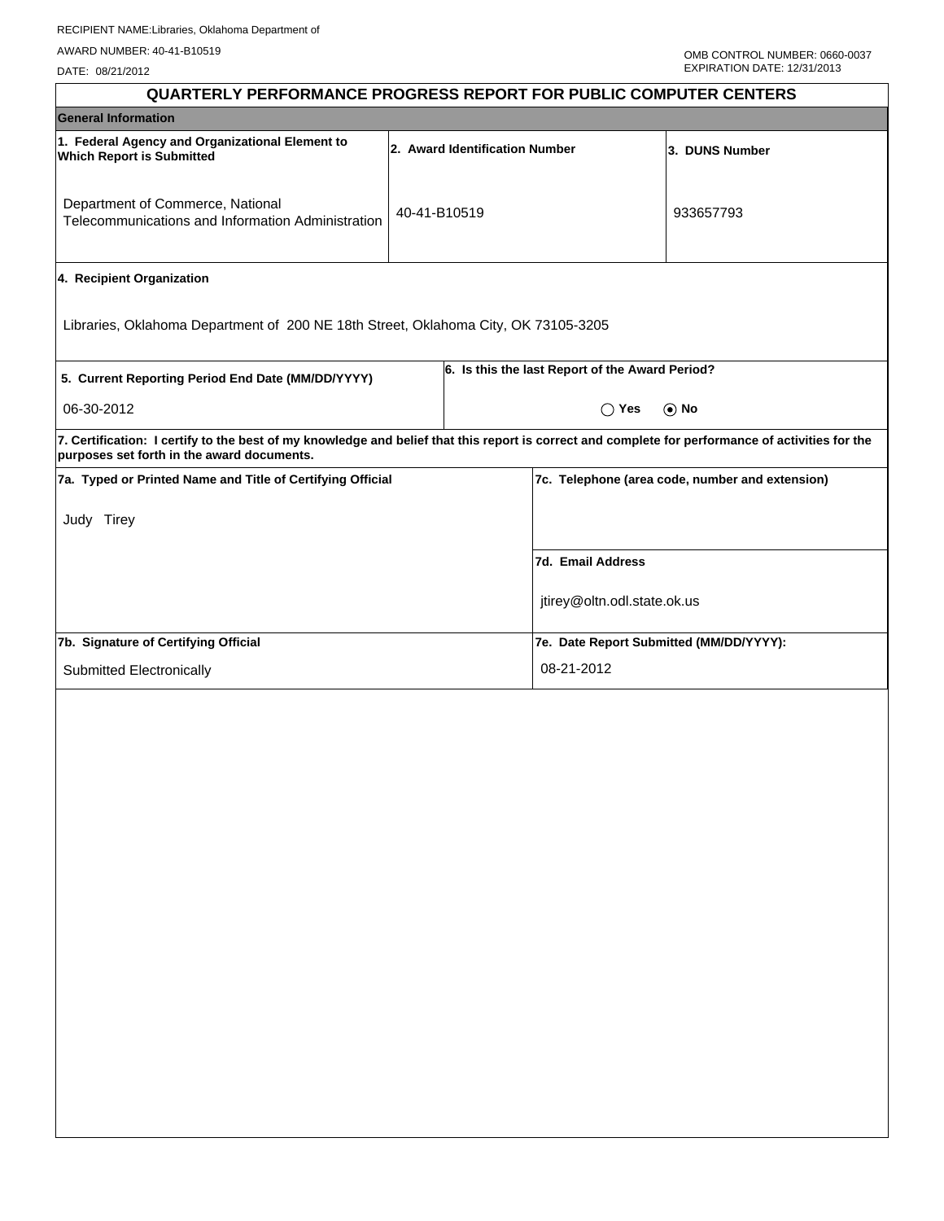RECIPIENT NAME:Libraries, Oklahoma Department of

AWARD NUMBER: 40-41-B10519

DATE: 08/21/2012

OMB CONTROL NUMBER: 0660-0037
EXPIRATION DATE: 12/31/2013

# QUARTERLY PERFORMANCE PROGRESS REPORT FOR PUBLIC COMPUTER CENTERS

## General Information

| 1. Federal Agency and Organizational Element to Which Report is Submitted | 2. Award Identification Number | 3. DUNS Number |
|---|---|---|
| Department of Commerce, National Telecommunications and Information Administration | 40-41-B10519 | 933657793 |

**4. Recipient Organization**

Libraries, Oklahoma Department of 200 NE 18th Street, Oklahoma City, OK 73105-3205

| 5. Current Reporting Period End Date (MM/DD/YYYY) | 6. Is this the last Report of the Award Period? |
|---|---|
| 06-30-2012 | ◯ Yes ⦿ No |

**7. Certification: I certify to the best of my knowledge and belief that this report is correct and complete for performance of activities for the purposes set forth in the award documents.**

| 7a. Typed or Printed Name and Title of Certifying Official | 7c. Telephone (area code, number and extension) |
|---|---|
| Judy Tirey | |
| | **7d. Email Address** |
| | jtirey@oltn.odl.state.ok.us |
| **7b. Signature of Certifying Official** | **7e. Date Report Submitted (MM/DD/YYYY):** |
| Submitted Electronically | 08-21-2012 |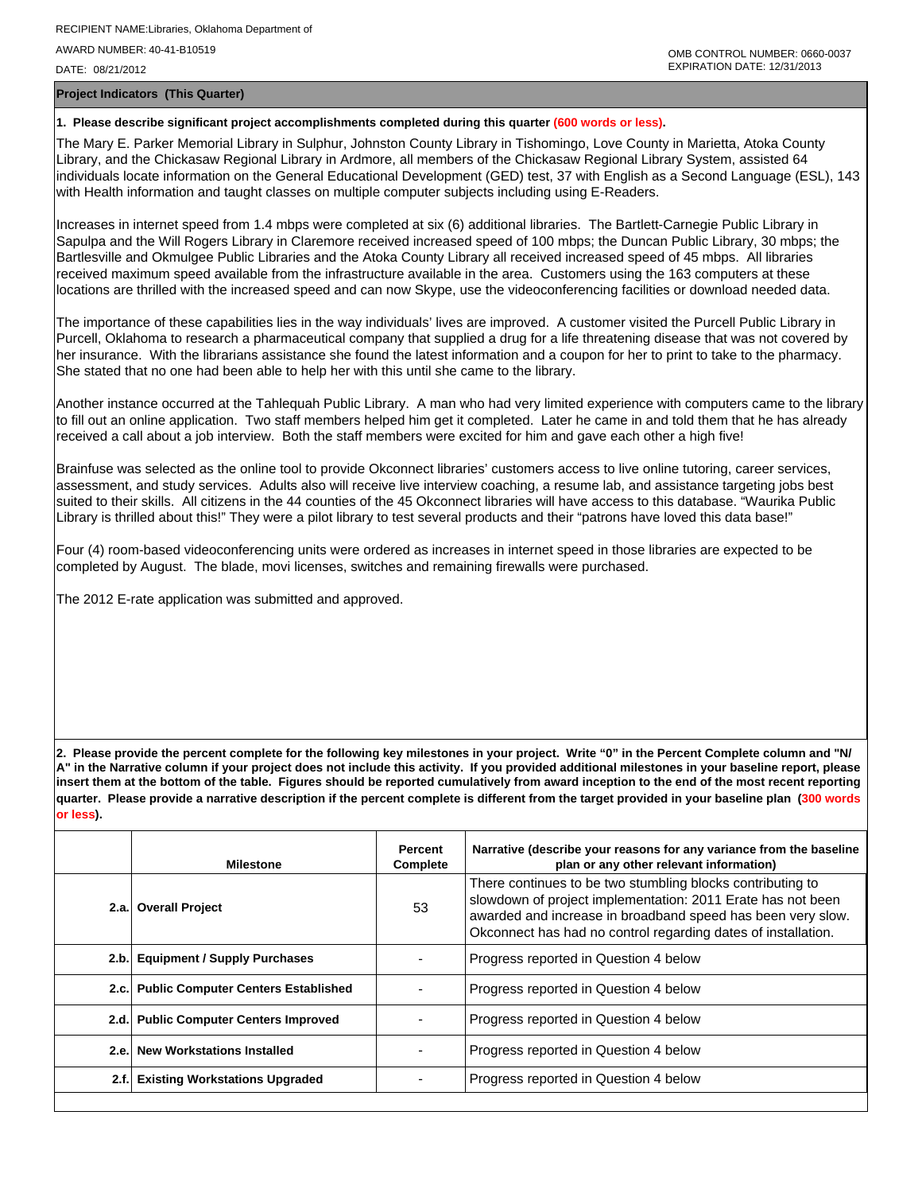RECIPIENT NAME:Libraries, Oklahoma Department of

AWARD NUMBER: 40-41-B10519

DATE: 08/21/2012

OMB CONTROL NUMBER: 0660-0037
EXPIRATION DATE: 12/31/2013

**Project Indicators (This Quarter)**

**1. Please describe significant project accomplishments completed during this quarter (600 words or less).**

The Mary E. Parker Memorial Library in Sulphur, Johnston County Library in Tishomingo, Love County in Marietta, Atoka County Library, and the Chickasaw Regional Library in Ardmore, all members of the Chickasaw Regional Library System, assisted 64 individuals locate information on the General Educational Development (GED) test, 37 with English as a Second Language (ESL), 143 with Health information and taught classes on multiple computer subjects including using E-Readers.

Increases in internet speed from 1.4 mbps were completed at six (6) additional libraries. The Bartlett-Carnegie Public Library in Sapulpa and the Will Rogers Library in Claremore received increased speed of 100 mbps; the Duncan Public Library, 30 mbps; the Bartlesville and Okmulgee Public Libraries and the Atoka County Library all received increased speed of 45 mbps. All libraries received maximum speed available from the infrastructure available in the area. Customers using the 163 computers at these locations are thrilled with the increased speed and can now Skype, use the videoconferencing facilities or download needed data.

The importance of these capabilities lies in the way individuals' lives are improved. A customer visited the Purcell Public Library in Purcell, Oklahoma to research a pharmaceutical company that supplied a drug for a life threatening disease that was not covered by her insurance. With the librarians assistance she found the latest information and a coupon for her to print to take to the pharmacy. She stated that no one had been able to help her with this until she came to the library.

Another instance occurred at the Tahlequah Public Library. A man who had very limited experience with computers came to the library to fill out an online application. Two staff members helped him get it completed. Later he came in and told them that he has already received a call about a job interview. Both the staff members were excited for him and gave each other a high five!

Brainfuse was selected as the online tool to provide Okconnect libraries' customers access to live online tutoring, career services, assessment, and study services. Adults also will receive live interview coaching, a resume lab, and assistance targeting jobs best suited to their skills. All citizens in the 44 counties of the 45 Okconnect libraries will have access to this database. "Waurika Public Library is thrilled about this!" They were a pilot library to test several products and their "patrons have loved this data base!"

Four (4) room-based videoconferencing units were ordered as increases in internet speed in those libraries are expected to be completed by August. The blade, movi licenses, switches and remaining firewalls were purchased.

The 2012 E-rate application was submitted and approved.

**2. Please provide the percent complete for the following key milestones in your project. Write "0" in the Percent Complete column and "N/A" in the Narrative column if your project does not include this activity. If you provided additional milestones in your baseline report, please insert them at the bottom of the table. Figures should be reported cumulatively from award inception to the end of the most recent reporting quarter. Please provide a narrative description if the percent complete is different from the target provided in your baseline plan (300 words or less).**

| | Milestone | Percent Complete | Narrative (describe your reasons for any variance from the baseline plan or any other relevant information) |
|---|---|---|---|
| **2.a.** | **Overall Project** | 53 | There continues to be two stumbling blocks contributing to slowdown of project implementation: 2011 Erate has not been awarded and increase in broadband speed has been very slow. Okconnect has had no control regarding dates of installation. |
| **2.b.** | **Equipment / Supply Purchases** | - | Progress reported in Question 4 below |
| **2.c.** | **Public Computer Centers Established** | - | Progress reported in Question 4 below |
| **2.d.** | **Public Computer Centers Improved** | - | Progress reported in Question 4 below |
| **2.e.** | **New Workstations Installed** | - | Progress reported in Question 4 below |
| **2.f.** | **Existing Workstations Upgraded** | - | Progress reported in Question 4 below |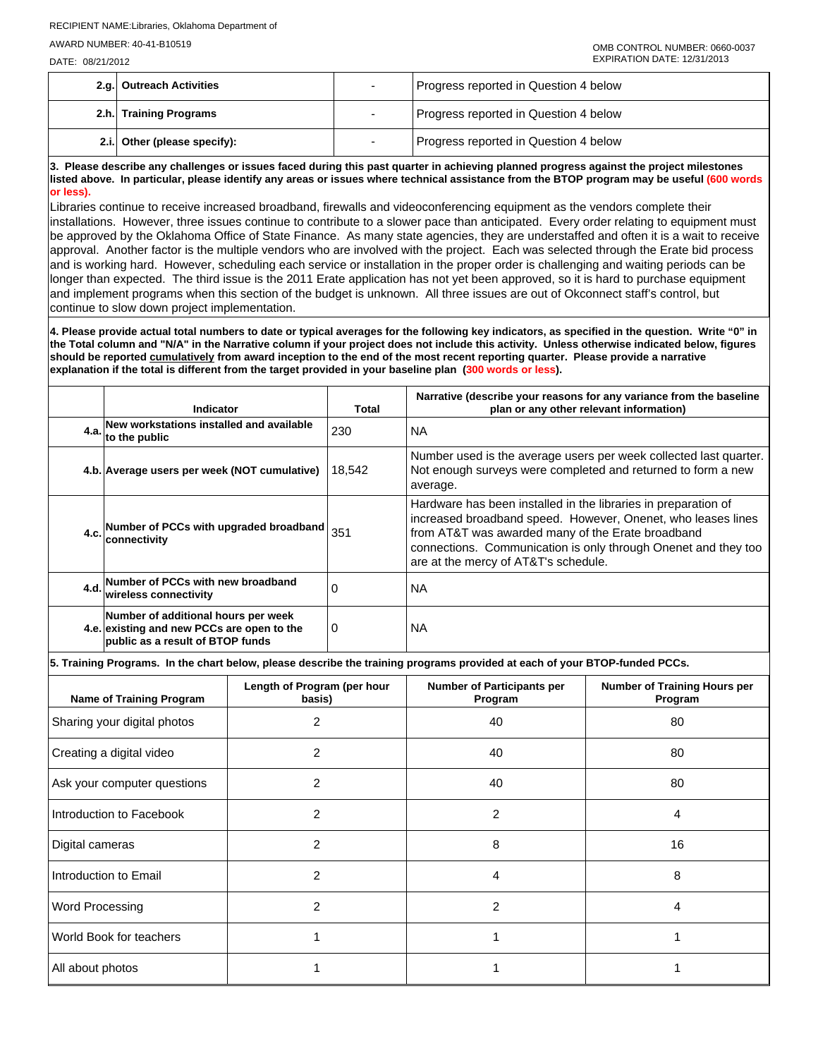RECIPIENT NAME:Libraries, Oklahoma Department of

AWARD NUMBER: 40-41-B10519

DATE: 08/21/2012

OMB CONTROL NUMBER: 0660-0037
EXPIRATION DATE: 12/31/2013

| | | | |
|---|---|---|---|
| 2.g. | **Outreach Activities** | - | Progress reported in Question 4 below |
| 2.h. | **Training Programs** | - | Progress reported in Question 4 below |
| 2.i. | **Other (please specify):** | - | Progress reported in Question 4 below |

**3. Please describe any challenges or issues faced during this past quarter in achieving planned progress against the project milestones listed above. In particular, please identify any areas or issues where technical assistance from the BTOP program may be useful (600 words or less).**

Libraries continue to receive increased broadband, firewalls and videoconferencing equipment as the vendors complete their installations. However, three issues continue to contribute to a slower pace than anticipated. Every order relating to equipment must be approved by the Oklahoma Office of State Finance. As many state agencies, they are understaffed and often it is a wait to receive approval. Another factor is the multiple vendors who are involved with the project. Each was selected through the Erate bid process and is working hard. However, scheduling each service or installation in the proper order is challenging and waiting periods can be longer than expected. The third issue is the 2011 Erate application has not yet been approved, so it is hard to purchase equipment and implement programs when this section of the budget is unknown. All three issues are out of Okconnect staff's control, but continue to slow down project implementation.

**4. Please provide actual total numbers to date or typical averages for the following key indicators, as specified in the question. Write "0" in the Total column and "N/A" in the Narrative column if your project does not include this activity. Unless otherwise indicated below, figures should be reported cumulatively from award inception to the end of the most recent reporting quarter. Please provide a narrative explanation if the total is different from the target provided in your baseline plan (300 words or less).**

| | Indicator | Total | Narrative (describe your reasons for any variance from the baseline plan or any other relevant information) |
|---|---|---|---|
| 4.a. | **New workstations installed and available to the public** | 230 | NA |
| 4.b. | **Average users per week (NOT cumulative)** | 18,542 | Number used is the average users per week collected last quarter. Not enough surveys were completed and returned to form a new average. |
| 4.c. | **Number of PCCs with upgraded broadband connectivity** | 351 | Hardware has been installed in the libraries in preparation of increased broadband speed. However, Onenet, who leases lines from AT&T was awarded many of the Erate broadband connections. Communication is only through Onenet and they too are at the mercy of AT&T's schedule. |
| 4.d. | **Number of PCCs with new broadband wireless connectivity** | 0 | NA |
| 4.e. | **Number of additional hours per week existing and new PCCs are open to the public as a result of BTOP funds** | 0 | NA |

**5. Training Programs. In the chart below, please describe the training programs provided at each of your BTOP-funded PCCs.**

| Name of Training Program | Length of Program (per hour basis) | Number of Participants per Program | Number of Training Hours per Program |
|---|---|---|---|
| Sharing your digital photos | 2 | 40 | 80 |
| Creating a digital video | 2 | 40 | 80 |
| Ask your computer questions | 2 | 40 | 80 |
| Introduction to Facebook | 2 | 2 | 4 |
| Digital cameras | 2 | 8 | 16 |
| Introduction to Email | 2 | 4 | 8 |
| Word Processing | 2 | 2 | 4 |
| World Book for teachers | 1 | 1 | 1 |
| All about photos | 1 | 1 | 1 |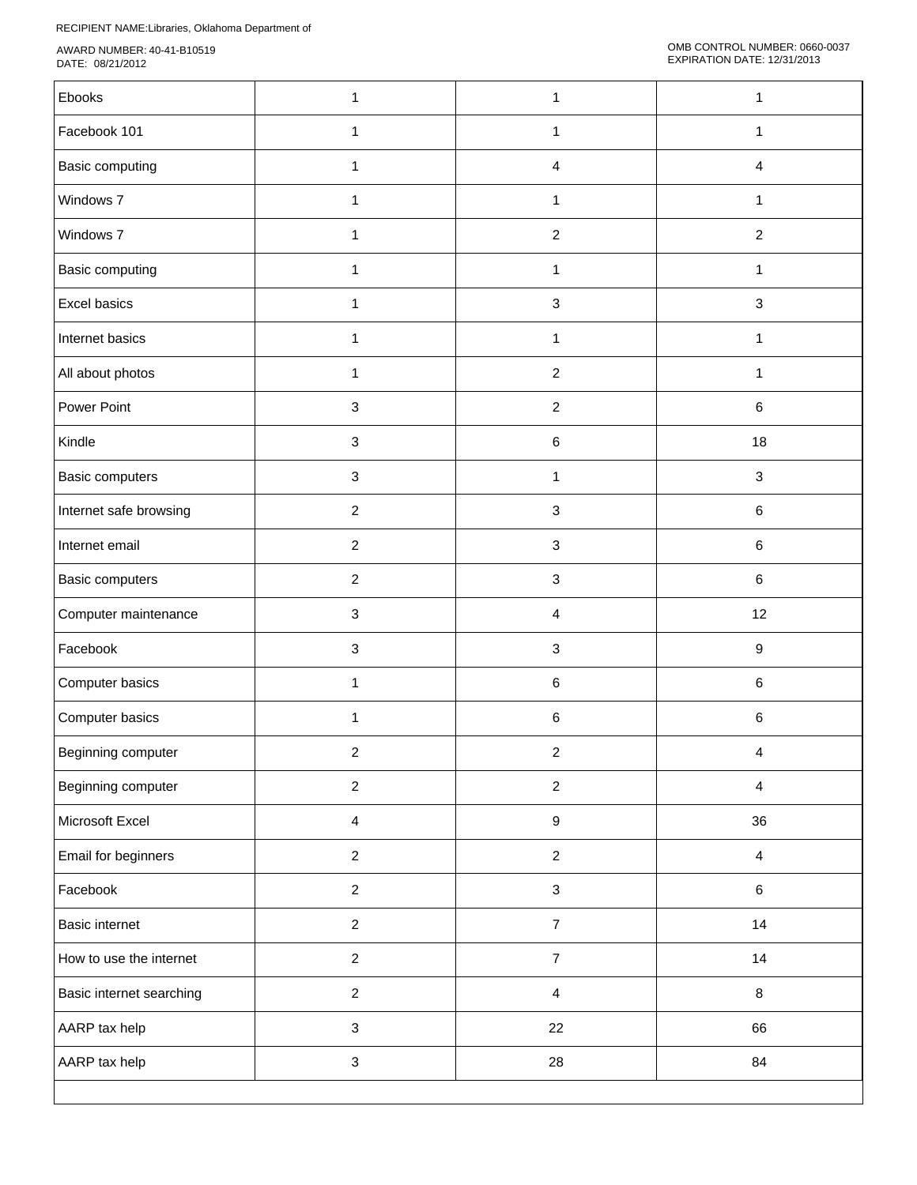| | | | |
|---|---|---|---|
| Ebooks | 1 | 1 | 1 |
| Facebook 101 | 1 | 1 | 1 |
| Basic computing | 1 | 4 | 4 |
| Windows 7 | 1 | 1 | 1 |
| Windows 7 | 1 | 2 | 2 |
| Basic computing | 1 | 1 | 1 |
| Excel basics | 1 | 3 | 3 |
| Internet basics | 1 | 1 | 1 |
| All about photos | 1 | 2 | 1 |
| Power Point | 3 | 2 | 6 |
| Kindle | 3 | 6 | 18 |
| Basic computers | 3 | 1 | 3 |
| Internet safe browsing | 2 | 3 | 6 |
| Internet email | 2 | 3 | 6 |
| Basic computers | 2 | 3 | 6 |
| Computer maintenance | 3 | 4 | 12 |
| Facebook | 3 | 3 | 9 |
| Computer basics | 1 | 6 | 6 |
| Computer basics | 1 | 6 | 6 |
| Beginning computer | 2 | 2 | 4 |
| Beginning computer | 2 | 2 | 4 |
| Microsoft Excel | 4 | 9 | 36 |
| Email for beginners | 2 | 2 | 4 |
| Facebook | 2 | 3 | 6 |
| Basic internet | 2 | 7 | 14 |
| How to use the internet | 2 | 7 | 14 |
| Basic internet searching | 2 | 4 | 8 |
| AARP tax help | 3 | 22 | 66 |
| AARP tax help | 3 | 28 | 84 |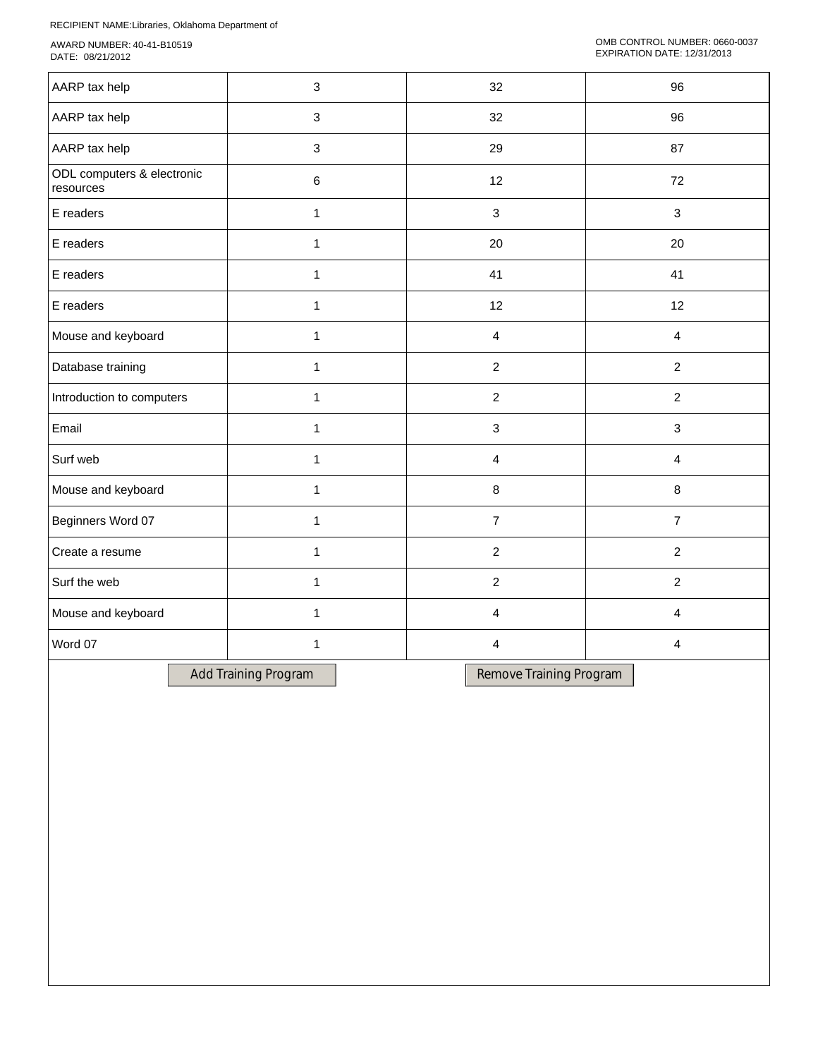RECIPIENT NAME:Libraries, Oklahoma Department of

AWARD NUMBER: 40-41-B10519
DATE: 08/21/2012

OMB CONTROL NUMBER: 0660-0037
EXPIRATION DATE: 12/31/2013

| | | | |
|---|---|---|---|
| AARP tax help | 3 | 32 | 96 |
| AARP tax help | 3 | 32 | 96 |
| AARP tax help | 3 | 29 | 87 |
| ODL computers & electronic resources | 6 | 12 | 72 |
| E readers | 1 | 3 | 3 |
| E readers | 1 | 20 | 20 |
| E readers | 1 | 41 | 41 |
| E readers | 1 | 12 | 12 |
| Mouse and keyboard | 1 | 4 | 4 |
| Database training | 1 | 2 | 2 |
| Introduction to computers | 1 | 2 | 2 |
| Email | 1 | 3 | 3 |
| Surf web | 1 | 4 | 4 |
| Mouse and keyboard | 1 | 8 | 8 |
| Beginners Word 07 | 1 | 7 | 7 |
| Create a resume | 1 | 2 | 2 |
| Surf the web | 1 | 2 | 2 |
| Mouse and keyboard | 1 | 4 | 4 |
| Word 07 | 1 | 4 | 4 |

Add Training Program    Remove Training Program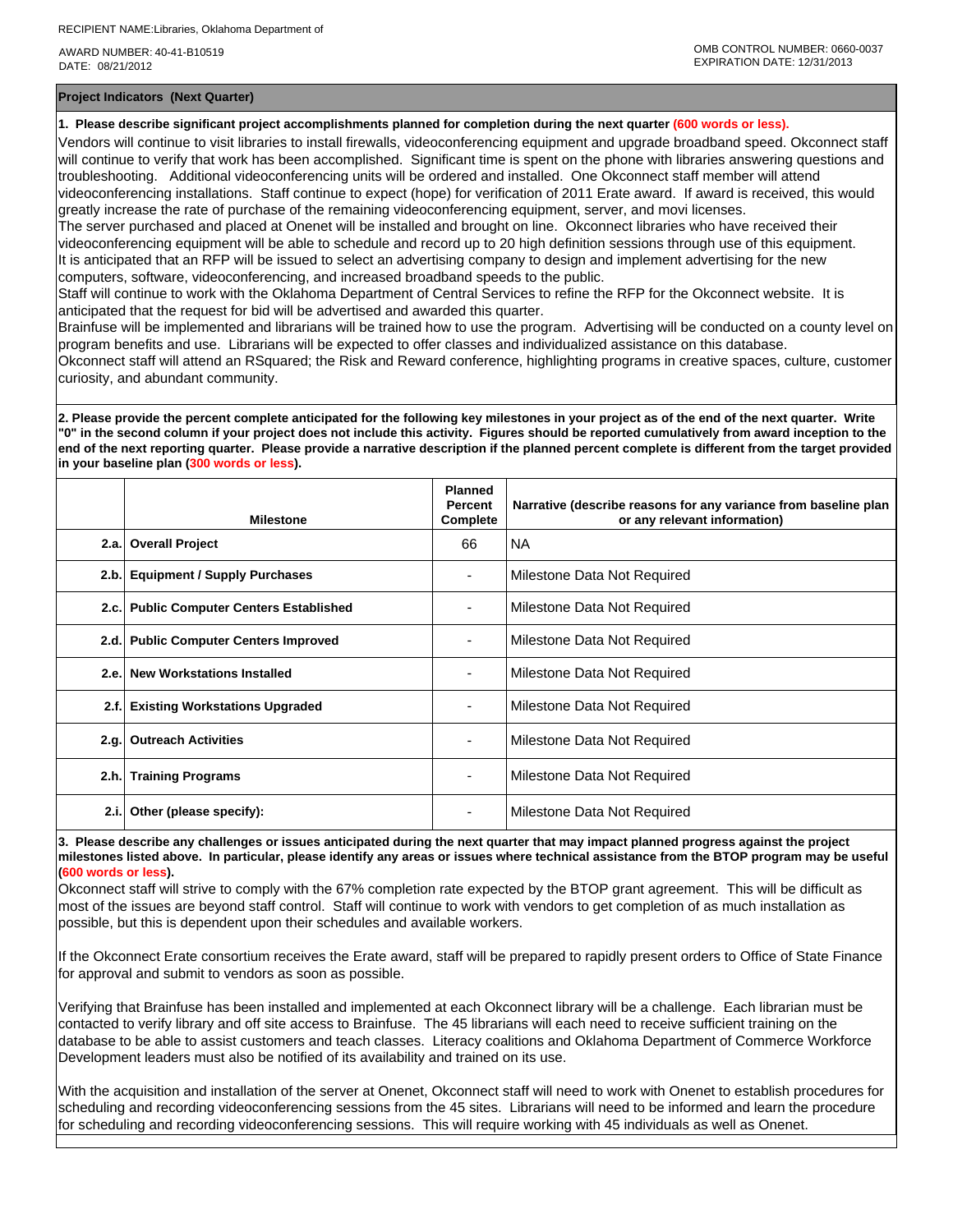RECIPIENT NAME:Libraries, Oklahoma Department of

AWARD NUMBER: 40-41-B10519
DATE: 08/21/2012

OMB CONTROL NUMBER: 0660-0037
EXPIRATION DATE: 12/31/2013

## Project Indicators (Next Quarter)

**1. Please describe significant project accomplishments planned for completion during the next quarter (600 words or less).**

Vendors will continue to visit libraries to install firewalls, videoconferencing equipment and upgrade broadband speed. Okconnect staff will continue to verify that work has been accomplished. Significant time is spent on the phone with libraries answering questions and troubleshooting. Additional videoconferencing units will be ordered and installed. One Okconnect staff member will attend videoconferencing installations. Staff continue to expect (hope) for verification of 2011 Erate award. If award is received, this would greatly increase the rate of purchase of the remaining videoconferencing equipment, server, and movi licenses.
The server purchased and placed at Onenet will be installed and brought on line. Okconnect libraries who have received their videoconferencing equipment will be able to schedule and record up to 20 high definition sessions through use of this equipment.
It is anticipated that an RFP will be issued to select an advertising company to design and implement advertising for the new computers, software, videoconferencing, and increased broadband speeds to the public.
Staff will continue to work with the Oklahoma Department of Central Services to refine the RFP for the Okconnect website. It is anticipated that the request for bid will be advertised and awarded this quarter.
Brainfuse will be implemented and librarians will be trained how to use the program. Advertising will be conducted on a county level on program benefits and use. Librarians will be expected to offer classes and individualized assistance on this database.
Okconnect staff will attend an RSquared; the Risk and Reward conference, highlighting programs in creative spaces, culture, customer curiosity, and abundant community.

**2. Please provide the percent complete anticipated for the following key milestones in your project as of the end of the next quarter. Write "0" in the second column if your project does not include this activity. Figures should be reported cumulatively from award inception to the end of the next reporting quarter. Please provide a narrative description if the planned percent complete is different from the target provided in your baseline plan (300 words or less).**

| | Milestone | Planned Percent Complete | Narrative (describe reasons for any variance from baseline plan or any relevant information) |
|---|---|---|---|
| 2.a. | Overall Project | 66 | NA |
| 2.b. | Equipment / Supply Purchases | - | Milestone Data Not Required |
| 2.c. | Public Computer Centers Established | - | Milestone Data Not Required |
| 2.d. | Public Computer Centers Improved | - | Milestone Data Not Required |
| 2.e. | New Workstations Installed | - | Milestone Data Not Required |
| 2.f. | Existing Workstations Upgraded | - | Milestone Data Not Required |
| 2.g. | Outreach Activities | - | Milestone Data Not Required |
| 2.h. | Training Programs | - | Milestone Data Not Required |
| 2.i. | Other (please specify): | - | Milestone Data Not Required |

**3. Please describe any challenges or issues anticipated during the next quarter that may impact planned progress against the project milestones listed above. In particular, please identify any areas or issues where technical assistance from the BTOP program may be useful (600 words or less).**

Okconnect staff will strive to comply with the 67% completion rate expected by the BTOP grant agreement. This will be difficult as most of the issues are beyond staff control. Staff will continue to work with vendors to get completion of as much installation as possible, but this is dependent upon their schedules and available workers.

If the Okconnect Erate consortium receives the Erate award, staff will be prepared to rapidly present orders to Office of State Finance for approval and submit to vendors as soon as possible.

Verifying that Brainfuse has been installed and implemented at each Okconnect library will be a challenge. Each librarian must be contacted to verify library and off site access to Brainfuse. The 45 librarians will each need to receive sufficient training on the database to be able to assist customers and teach classes. Literacy coalitions and Oklahoma Department of Commerce Workforce Development leaders must also be notified of its availability and trained on its use.

With the acquisition and installation of the server at Onenet, Okconnect staff will need to work with Onenet to establish procedures for scheduling and recording videoconferencing sessions from the 45 sites. Librarians will need to be informed and learn the procedure for scheduling and recording videoconferencing sessions. This will require working with 45 individuals as well as Onenet.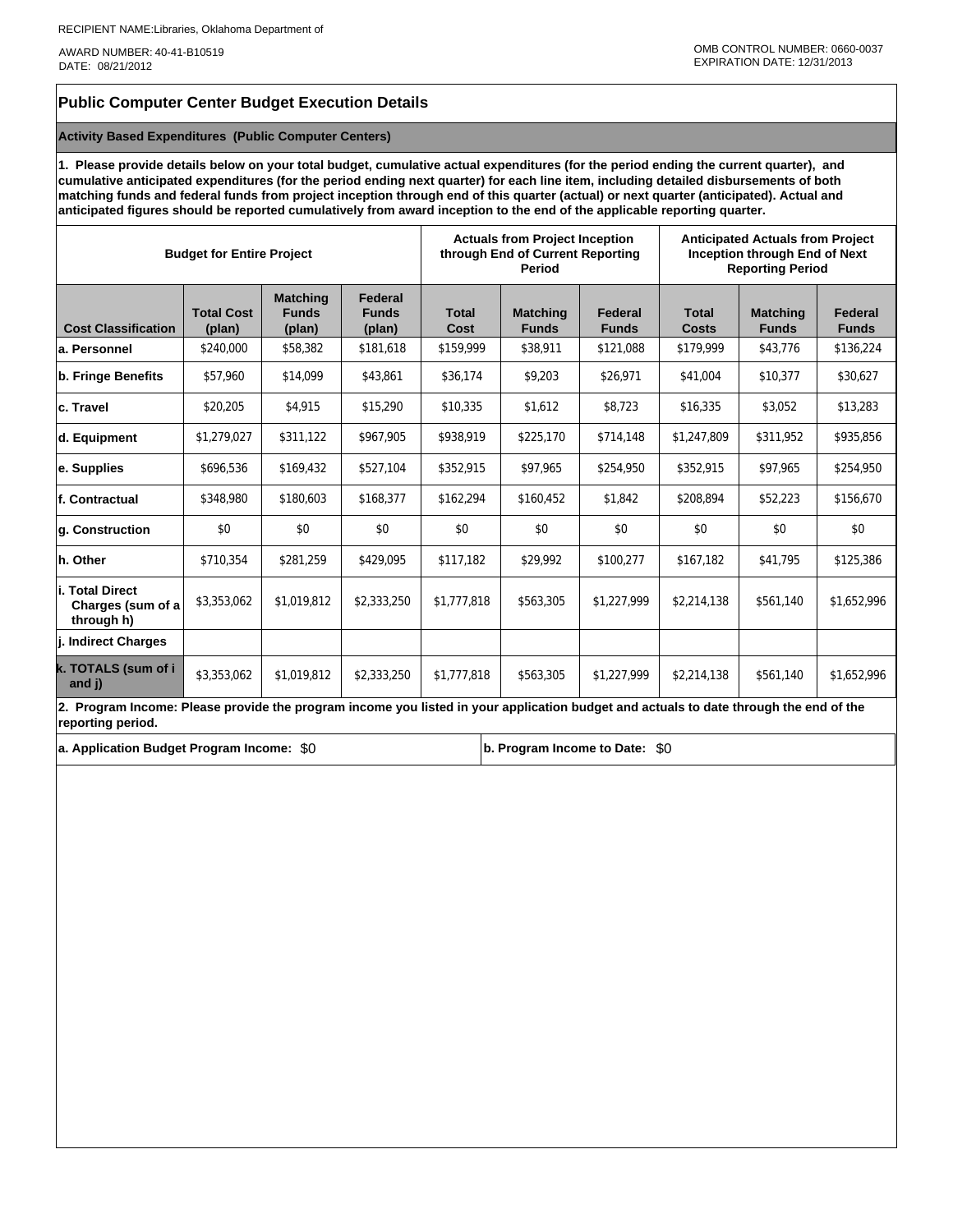RECIPIENT NAME:Libraries, Oklahoma Department of

AWARD NUMBER: 40-41-B10519
DATE: 08/21/2012

OMB CONTROL NUMBER: 0660-0037
EXPIRATION DATE: 12/31/2013

## Public Computer Center Budget Execution Details

**Activity Based Expenditures (Public Computer Centers)**

**1. Please provide details below on your total budget, cumulative actual expenditures (for the period ending the current quarter), and cumulative anticipated expenditures (for the period ending next quarter) for each line item, including detailed disbursements of both matching funds and federal funds from project inception through end of this quarter (actual) or next quarter (anticipated). Actual and anticipated figures should be reported cumulatively from award inception to the end of the applicable reporting quarter.**

| Budget for Entire Project | | | | Actuals from Project Inception through End of Current Reporting Period | | | Anticipated Actuals from Project Inception through End of Next Reporting Period | | |
|---|---|---|---|---|---|---|---|---|---|
| Cost Classification | Total Cost (plan) | Matching Funds (plan) | Federal Funds (plan) | Total Cost | Matching Funds | Federal Funds | Total Costs | Matching Funds | Federal Funds |
| a. Personnel | $240,000 | $58,382 | $181,618 | $159,999 | $38,911 | $121,088 | $179,999 | $43,776 | $136,224 |
| b. Fringe Benefits | $57,960 | $14,099 | $43,861 | $36,174 | $9,203 | $26,971 | $41,004 | $10,377 | $30,627 |
| c. Travel | $20,205 | $4,915 | $15,290 | $10,335 | $1,612 | $8,723 | $16,335 | $3,052 | $13,283 |
| d. Equipment | $1,279,027 | $311,122 | $967,905 | $938,919 | $225,170 | $714,148 | $1,247,809 | $311,952 | $935,856 |
| e. Supplies | $696,536 | $169,432 | $527,104 | $352,915 | $97,965 | $254,950 | $352,915 | $97,965 | $254,950 |
| f. Contractual | $348,980 | $180,603 | $168,377 | $162,294 | $160,452 | $1,842 | $208,894 | $52,223 | $156,670 |
| g. Construction | $0 | $0 | $0 | $0 | $0 | $0 | $0 | $0 | $0 |
| h. Other | $710,354 | $281,259 | $429,095 | $117,182 | $29,992 | $100,277 | $167,182 | $41,795 | $125,386 |
| i. Total Direct Charges (sum of a through h) | $3,353,062 | $1,019,812 | $2,333,250 | $1,777,818 | $563,305 | $1,227,999 | $2,214,138 | $561,140 | $1,652,996 |
| j. Indirect Charges | | | | | | | | | |
| k. TOTALS (sum of i and j) | $3,353,062 | $1,019,812 | $2,333,250 | $1,777,818 | $563,305 | $1,227,999 | $2,214,138 | $561,140 | $1,652,996 |

**2. Program Income: Please provide the program income you listed in your application budget and actuals to date through the end of the reporting period.**

| | |
|---|---|
| **a. Application Budget Program Income:** $0 | **b. Program Income to Date:** $0 |